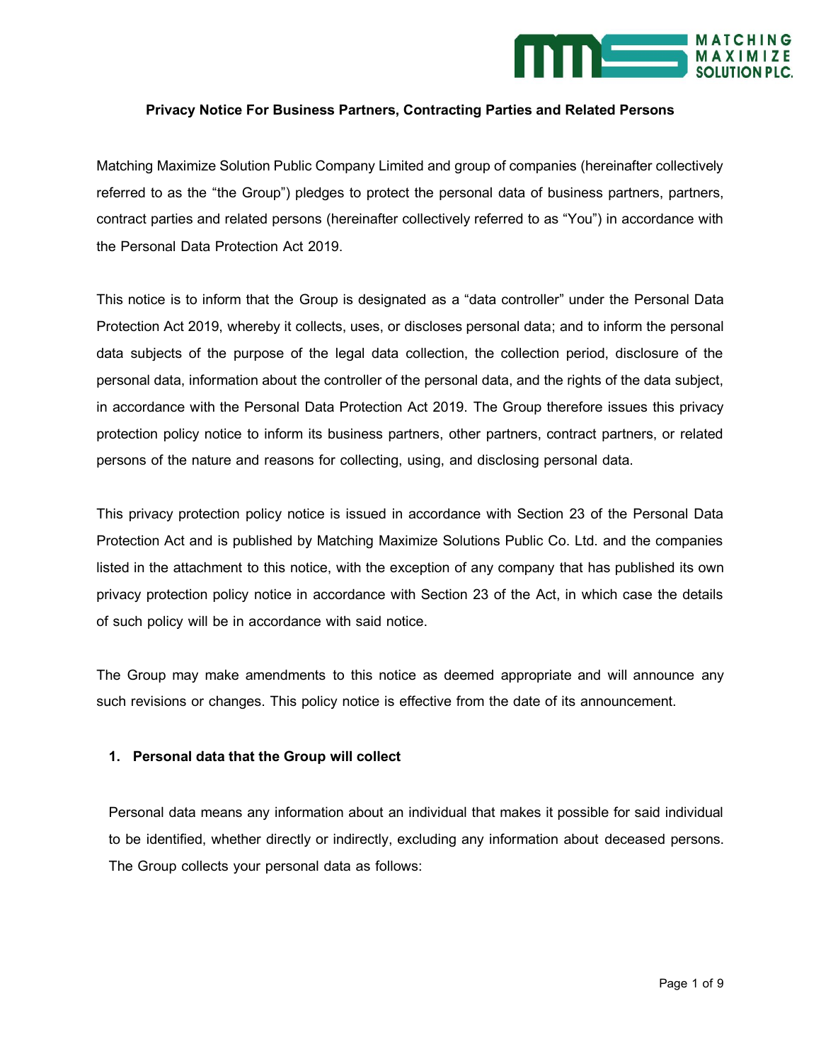**Privacy Notice For Business Partners, Contracting Parties and Related Persons**

Matching Maximize Solution Public Company Limited and group of companies (hereinafter collectively referred to as the "the Group") pledges to protect the personal data of business partners, partners, contract parties and related persons (hereinafter collectively referred to as "You") in accordance with the Personal Data Protection Act 2019.

This notice is to inform that the Group is designated as a "data controller" under the Personal Data Protection Act 2019, whereby it collects, uses, or discloses personal data; and to inform the personal data subjects of the purpose of the legal data collection, the collection period, disclosure of the personal data, information about the controller of the personal data, and the rights of the data subject, in accordance with the Personal Data Protection Act 2019. The Group therefore issues this privacy protection policy notice to inform its business partners, other partners, contract partners, or related persons of the nature and reasons for collecting, using, and disclosing personal data.

This privacy protection policy notice is issued in accordance with Section 23 of the Personal Data Protection Act and is published by Matching Maximize Solutions Public Co. Ltd. and the companies listed in the attachment to this notice, with the exception of any company that has published its own privacy protection policy notice in accordance with Section 23 of the Act, in which case the details of such policy will be in accordance with said notice.

The Group may make amendments to this notice as deemed appropriate and will announce any such revisions or changes. This policy notice is effective from the date of its announcement.

## 1. Personal data that the Group will collect

Personal data means any information about an individual that makes it possible for said individual to be identified, whether directly or indirectly, excluding any information about deceased persons. The Group collects your personal data as follows: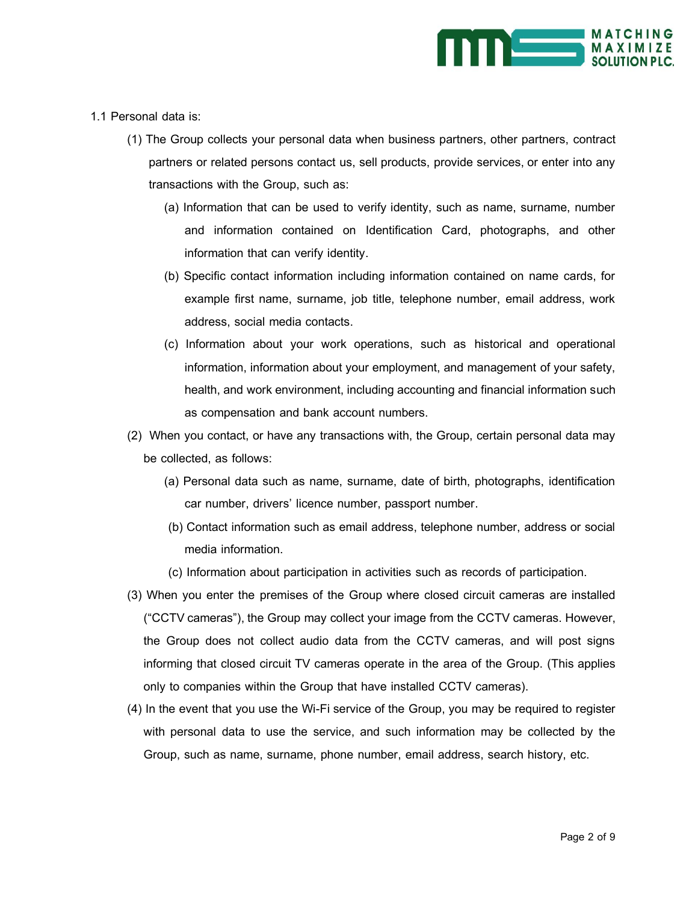1.1 Personal data is:

(1) The Group collects your personal data when business partners, other partners, contract partners or related persons contact us, sell products, provide services, or enter into any transactions with the Group, such as:

(a) Information that can be used to verify identity, such as name, surname, number and information contained on Identification Card, photographs, and other information that can verify identity.

(b) Specific contact information including information contained on name cards, for example first name, surname, job title, telephone number, email address, work address, social media contacts.

(c) Information about your work operations, such as historical and operational information, information about your employment, and management of your safety, health, and work environment, including accounting and financial information such as compensation and bank account numbers.

(2) When you contact, or have any transactions with, the Group, certain personal data may be collected, as follows:

(a) Personal data such as name, surname, date of birth, photographs, identification car number, drivers' licence number, passport number.

(b) Contact information such as email address, telephone number, address or social media information.

(c) Information about participation in activities such as records of participation.

(3) When you enter the premises of the Group where closed circuit cameras are installed ("CCTV cameras"), the Group may collect your image from the CCTV cameras. However, the Group does not collect audio data from the CCTV cameras, and will post signs informing that closed circuit TV cameras operate in the area of the Group. (This applies only to companies within the Group that have installed CCTV cameras).

(4) In the event that you use the Wi-Fi service of the Group, you may be required to register with personal data to use the service, and such information may be collected by the Group, such as name, surname, phone number, email address, search history, etc.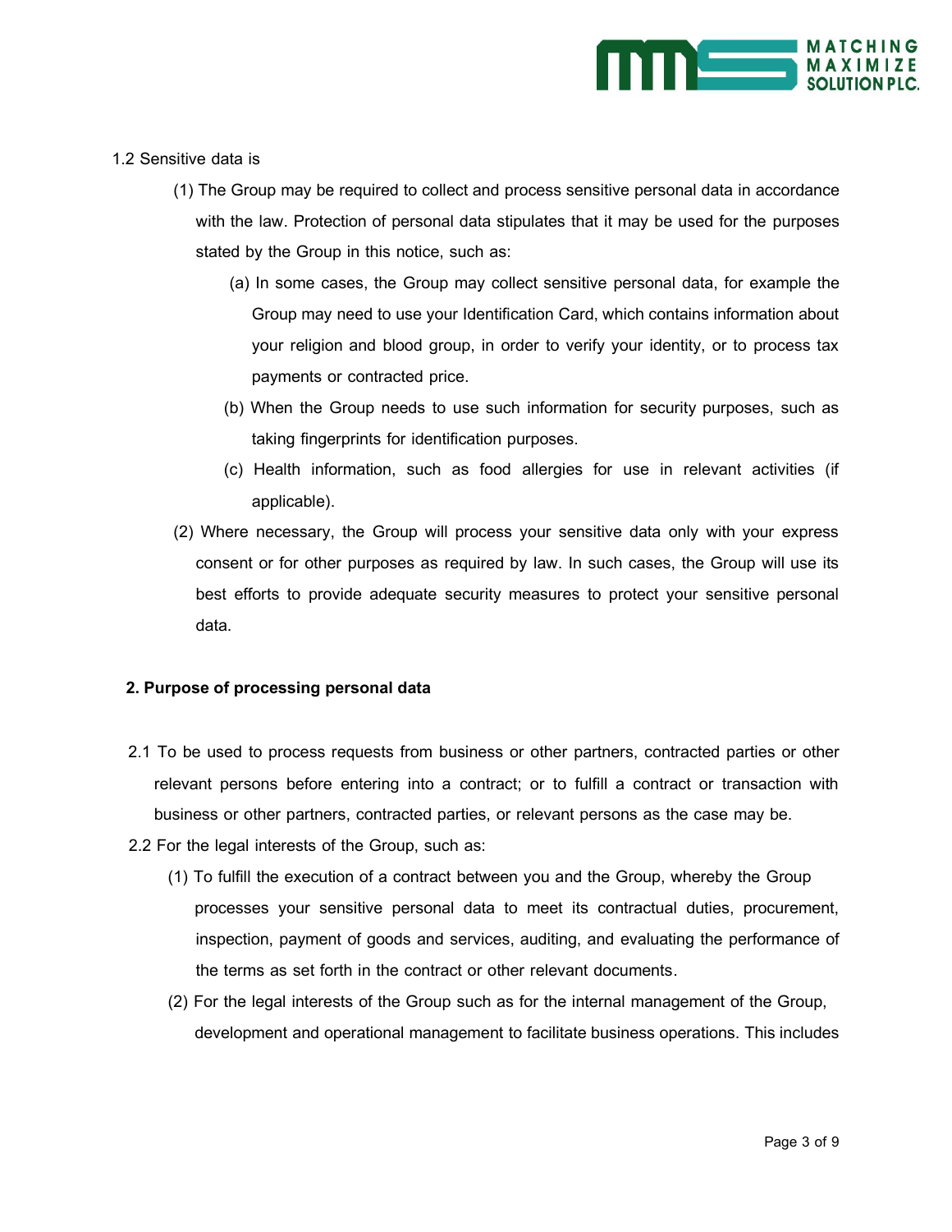1.2 Sensitive data is

(1) The Group may be required to collect and process sensitive personal data in accordance with the law. Protection of personal data stipulates that it may be used for the purposes stated by the Group in this notice, such as:

(a) In some cases, the Group may collect sensitive personal data, for example the Group may need to use your Identification Card, which contains information about your religion and blood group, in order to verify your identity, or to process tax payments or contracted price.

(b) When the Group needs to use such information for security purposes, such as taking fingerprints for identification purposes.

(c) Health information, such as food allergies for use in relevant activities (if applicable).

(2) Where necessary, the Group will process your sensitive data only with your express consent or for other purposes as required by law. In such cases, the Group will use its best efforts to provide adequate security measures to protect your sensitive personal data.

**2. Purpose of processing personal data**

2.1 To be used to process requests from business or other partners, contracted parties or other relevant persons before entering into a contract; or to fulfill a contract or transaction with business or other partners, contracted parties, or relevant persons as the case may be.

2.2 For the legal interests of the Group, such as:

(1) To fulfill the execution of a contract between you and the Group, whereby the Group processes your sensitive personal data to meet its contractual duties, procurement, inspection, payment of goods and services, auditing, and evaluating the performance of the terms as set forth in the contract or other relevant documents.

(2) For the legal interests of the Group such as for the internal management of the Group, development and operational management to facilitate business operations. This includes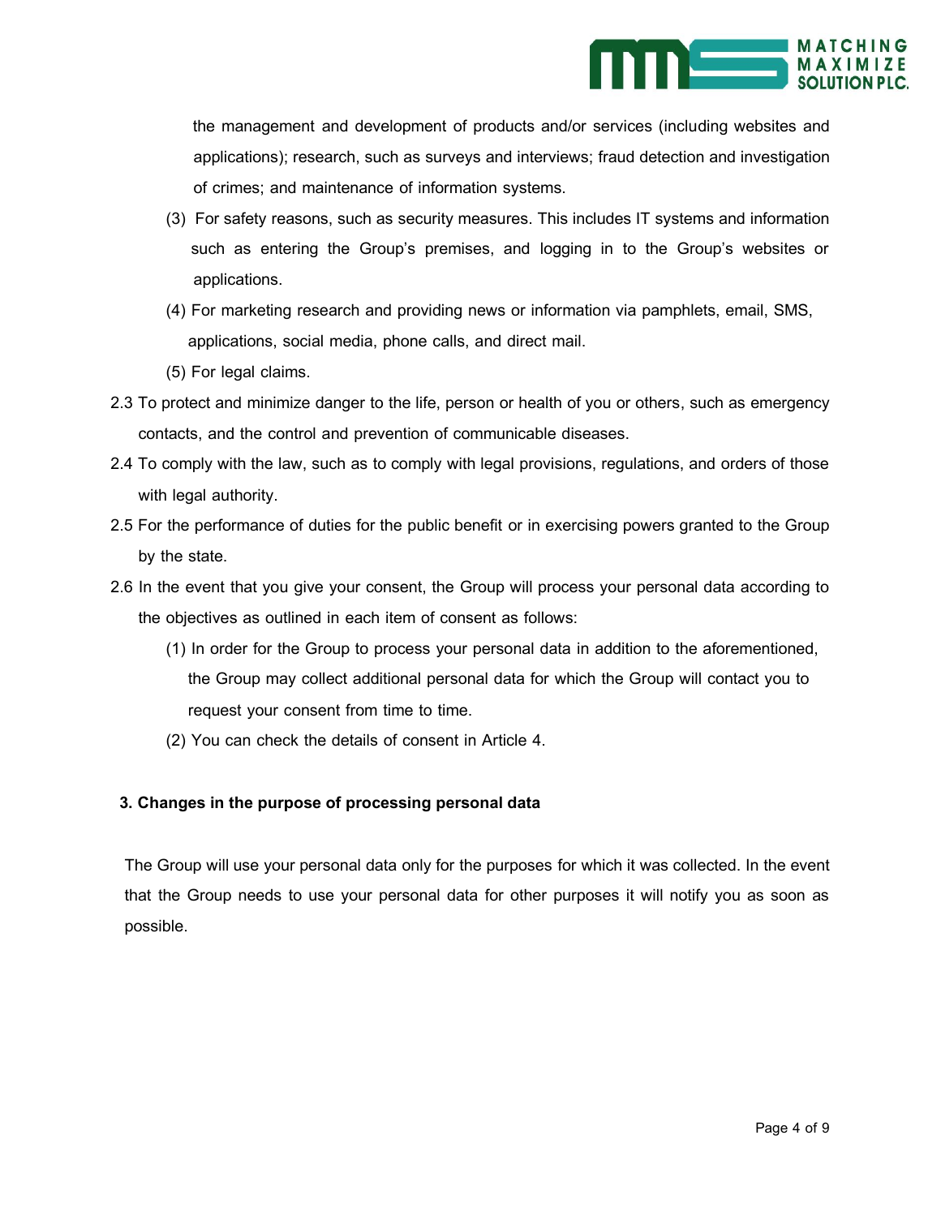the management and development of products and/or services (including websites and applications); research, such as surveys and interviews; fraud detection and investigation of crimes; and maintenance of information systems.

(3) For safety reasons, such as security measures. This includes IT systems and information such as entering the Group's premises, and logging in to the Group's websites or applications.

(4) For marketing research and providing news or information via pamphlets, email, SMS, applications, social media, phone calls, and direct mail.

(5) For legal claims.

2.3 To protect and minimize danger to the life, person or health of you or others, such as emergency contacts, and the control and prevention of communicable diseases.

2.4 To comply with the law, such as to comply with legal provisions, regulations, and orders of those with legal authority.

2.5 For the performance of duties for the public benefit or in exercising powers granted to the Group by the state.

2.6 In the event that you give your consent, the Group will process your personal data according to the objectives as outlined in each item of consent as follows:

(1) In order for the Group to process your personal data in addition to the aforementioned, the Group may collect additional personal data for which the Group will contact you to request your consent from time to time.

(2) You can check the details of consent in Article 4.

**3. Changes in the purpose of processing personal data**

The Group will use your personal data only for the purposes for which it was collected. In the event that the Group needs to use your personal data for other purposes it will notify you as soon as possible.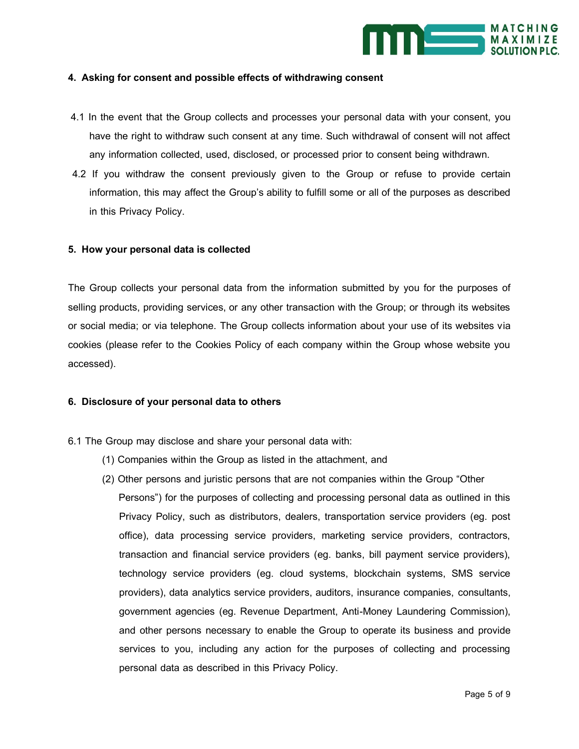## 4. Asking for consent and possible effects of withdrawing consent

4.1 In the event that the Group collects and processes your personal data with your consent, you have the right to withdraw such consent at any time. Such withdrawal of consent will not affect any information collected, used, disclosed, or processed prior to consent being withdrawn.

4.2 If you withdraw the consent previously given to the Group or refuse to provide certain information, this may affect the Group's ability to fulfill some or all of the purposes as described in this Privacy Policy.

## 5. How your personal data is collected

The Group collects your personal data from the information submitted by you for the purposes of selling products, providing services, or any other transaction with the Group; or through its websites or social media; or via telephone. The Group collects information about your use of its websites via cookies (please refer to the Cookies Policy of each company within the Group whose website you accessed).

## 6. Disclosure of your personal data to others

6.1 The Group may disclose and share your personal data with:

(1) Companies within the Group as listed in the attachment, and

(2) Other persons and juristic persons that are not companies within the Group "Other Persons") for the purposes of collecting and processing personal data as outlined in this Privacy Policy, such as distributors, dealers, transportation service providers (eg. post office), data processing service providers, marketing service providers, contractors, transaction and financial service providers (eg. banks, bill payment service providers), technology service providers (eg. cloud systems, blockchain systems, SMS service providers), data analytics service providers, auditors, insurance companies, consultants, government agencies (eg. Revenue Department, Anti-Money Laundering Commission), and other persons necessary to enable the Group to operate its business and provide services to you, including any action for the purposes of collecting and processing personal data as described in this Privacy Policy.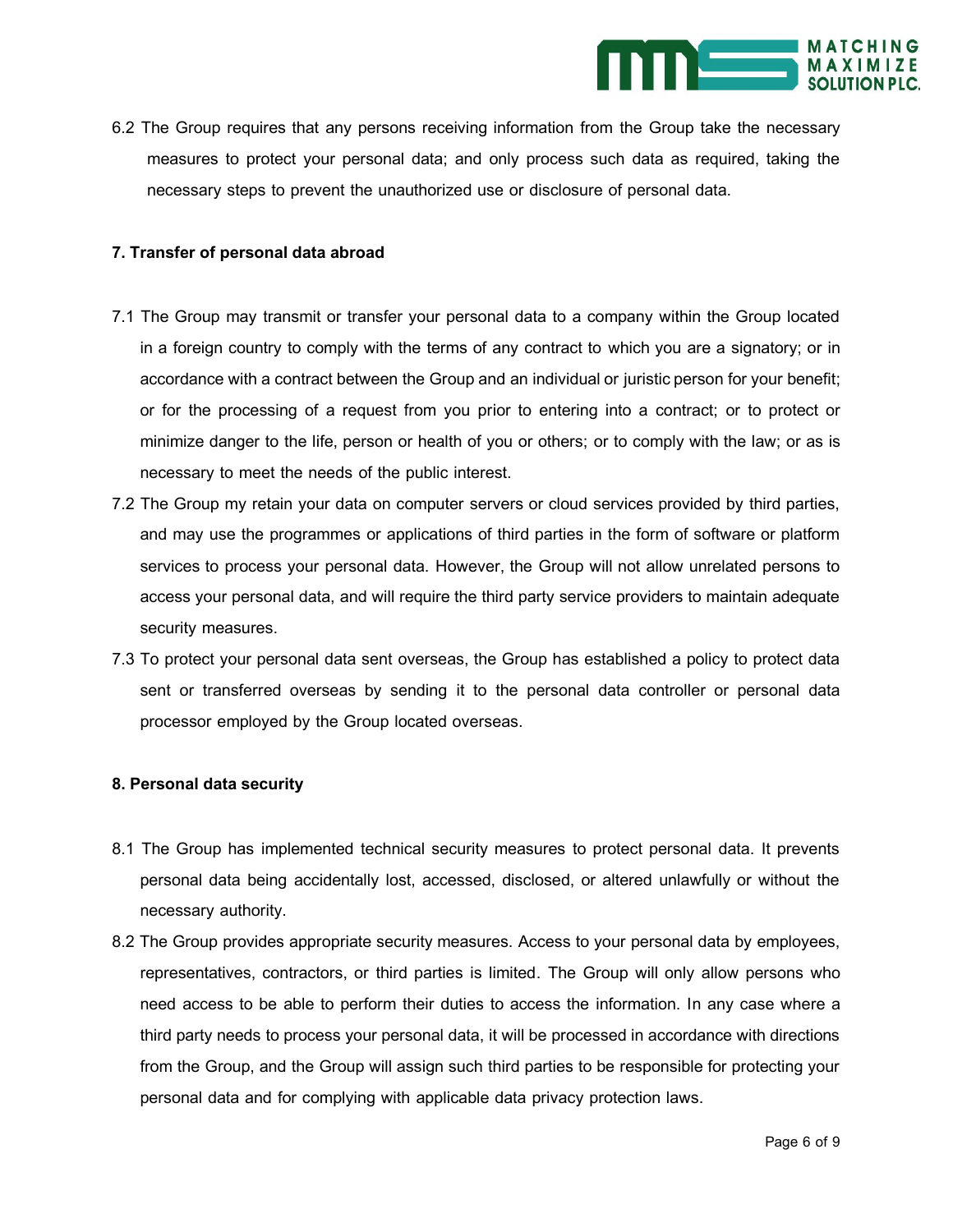6.2 The Group requires that any persons receiving information from the Group take the necessary measures to protect your personal data; and only process such data as required, taking the necessary steps to prevent the unauthorized use or disclosure of personal data.

**7. Transfer of personal data abroad**

7.1 The Group may transmit or transfer your personal data to a company within the Group located in a foreign country to comply with the terms of any contract to which you are a signatory; or in accordance with a contract between the Group and an individual or juristic person for your benefit; or for the processing of a request from you prior to entering into a contract; or to protect or minimize danger to the life, person or health of you or others; or to comply with the law; or as is necessary to meet the needs of the public interest.

7.2 The Group my retain your data on computer servers or cloud services provided by third parties, and may use the programmes or applications of third parties in the form of software or platform services to process your personal data. However, the Group will not allow unrelated persons to access your personal data, and will require the third party service providers to maintain adequate security measures.

7.3 To protect your personal data sent overseas, the Group has established a policy to protect data sent or transferred overseas by sending it to the personal data controller or personal data processor employed by the Group located overseas.

**8. Personal data security**

8.1 The Group has implemented technical security measures to protect personal data. It prevents personal data being accidentally lost, accessed, disclosed, or altered unlawfully or without the necessary authority.

8.2 The Group provides appropriate security measures. Access to your personal data by employees, representatives, contractors, or third parties is limited. The Group will only allow persons who need access to be able to perform their duties to access the information. In any case where a third party needs to process your personal data, it will be processed in accordance with directions from the Group, and the Group will assign such third parties to be responsible for protecting your personal data and for complying with applicable data privacy protection laws.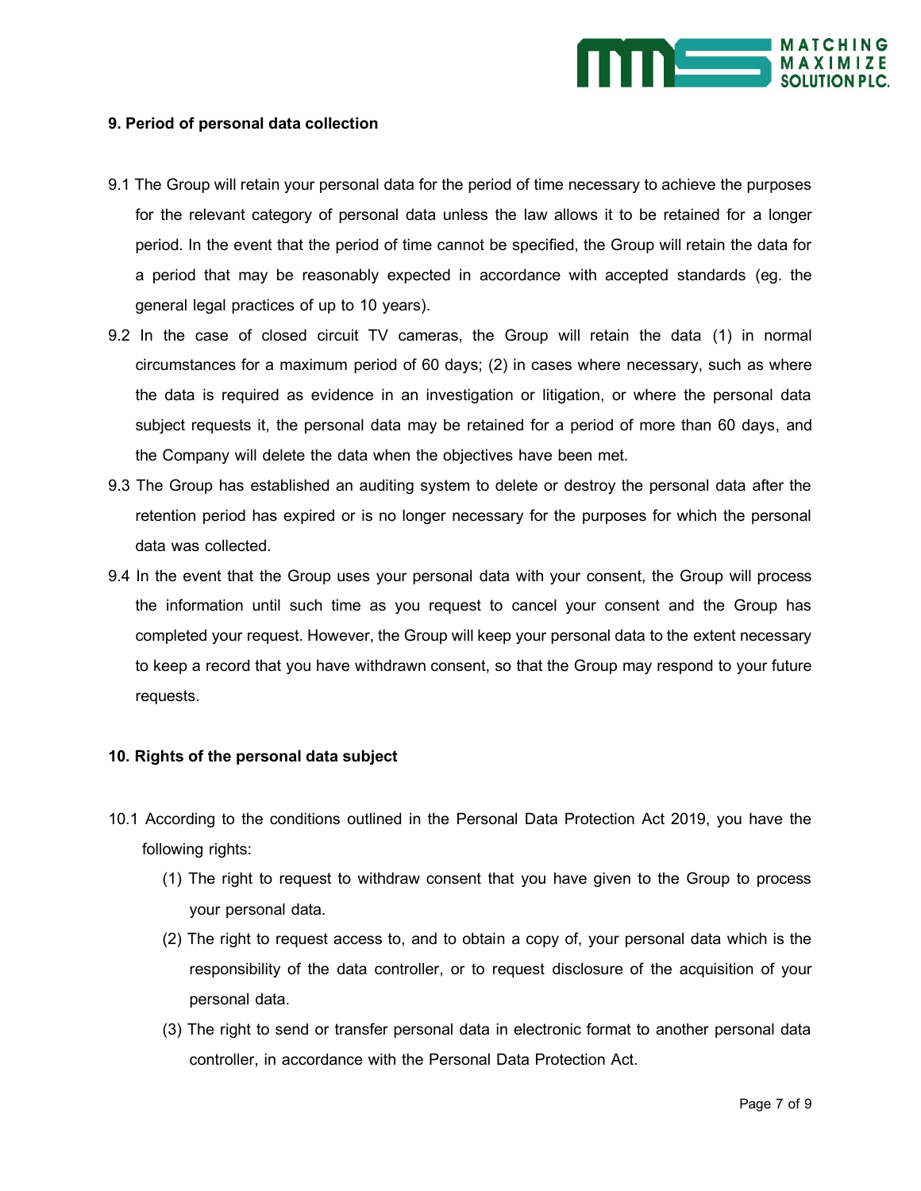**9. Period of personal data collection**

9.1 The Group will retain your personal data for the period of time necessary to achieve the purposes for the relevant category of personal data unless the law allows it to be retained for a longer period. In the event that the period of time cannot be specified, the Group will retain the data for a period that may be reasonably expected in accordance with accepted standards (eg. the general legal practices of up to 10 years).

9.2 In the case of closed circuit TV cameras, the Group will retain the data (1) in normal circumstances for a maximum period of 60 days; (2) in cases where necessary, such as where the data is required as evidence in an investigation or litigation, or where the personal data subject requests it, the personal data may be retained for a period of more than 60 days, and the Company will delete the data when the objectives have been met.

9.3 The Group has established an auditing system to delete or destroy the personal data after the retention period has expired or is no longer necessary for the purposes for which the personal data was collected.

9.4 In the event that the Group uses your personal data with your consent, the Group will process the information until such time as you request to cancel your consent and the Group has completed your request. However, the Group will keep your personal data to the extent necessary to keep a record that you have withdrawn consent, so that the Group may respond to your future requests.

**10. Rights of the personal data subject**

10.1 According to the conditions outlined in the Personal Data Protection Act 2019, you have the following rights:

(1) The right to request to withdraw consent that you have given to the Group to process your personal data.

(2) The right to request access to, and to obtain a copy of, your personal data which is the responsibility of the data controller, or to request disclosure of the acquisition of your personal data.

(3) The right to send or transfer personal data in electronic format to another personal data controller, in accordance with the Personal Data Protection Act.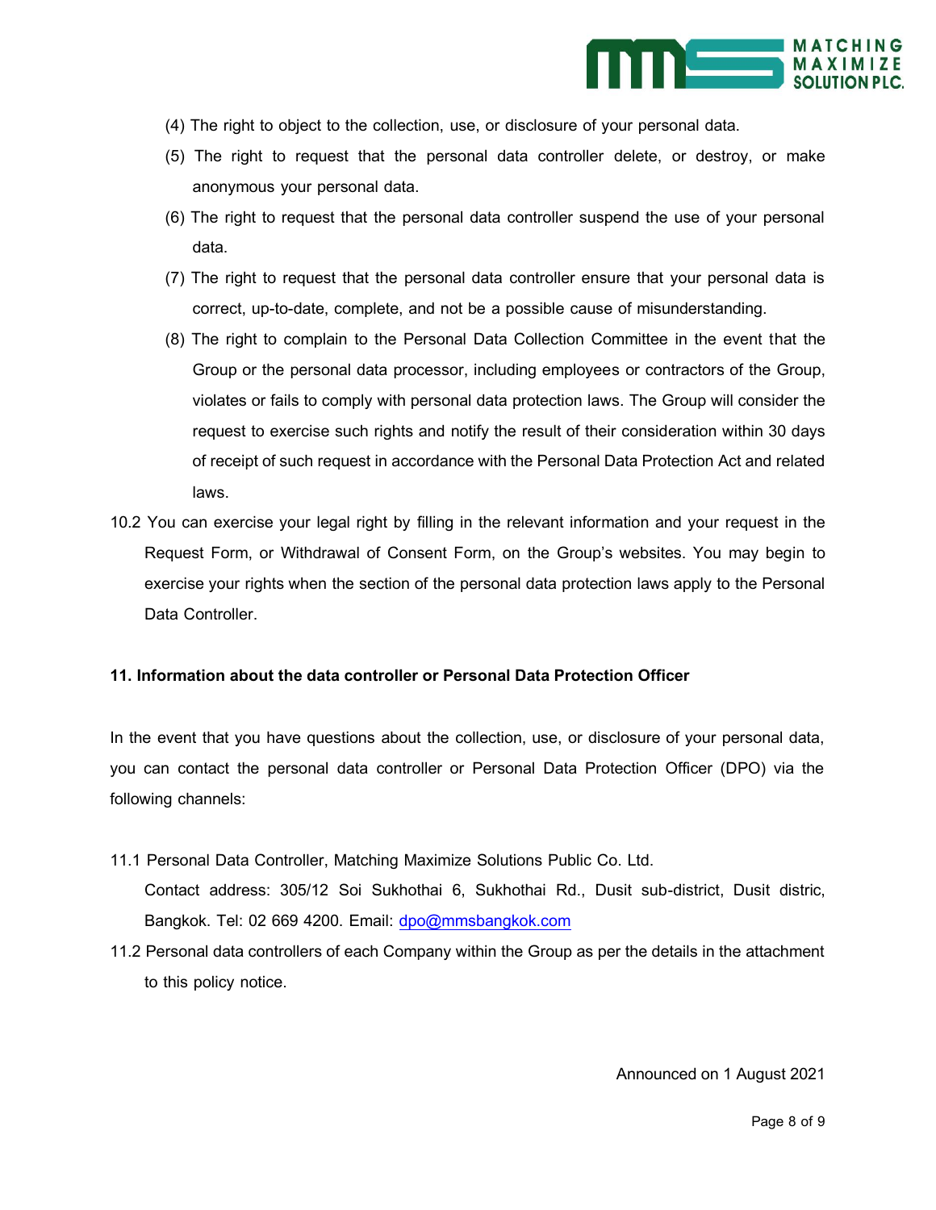(4) The right to object to the collection, use, or disclosure of your personal data.

(5) The right to request that the personal data controller delete, or destroy, or make anonymous your personal data.

(6) The right to request that the personal data controller suspend the use of your personal data.

(7) The right to request that the personal data controller ensure that your personal data is correct, up-to-date, complete, and not be a possible cause of misunderstanding.

(8) The right to complain to the Personal Data Collection Committee in the event that the Group or the personal data processor, including employees or contractors of the Group, violates or fails to comply with personal data protection laws. The Group will consider the request to exercise such rights and notify the result of their consideration within 30 days of receipt of such request in accordance with the Personal Data Protection Act and related laws.

10.2 You can exercise your legal right by filling in the relevant information and your request in the Request Form, or Withdrawal of Consent Form, on the Group's websites. You may begin to exercise your rights when the section of the personal data protection laws apply to the Personal Data Controller.

**11. Information about the data controller or Personal Data Protection Officer**

In the event that you have questions about the collection, use, or disclosure of your personal data, you can contact the personal data controller or Personal Data Protection Officer (DPO) via the following channels:

11.1 Personal Data Controller, Matching Maximize Solutions Public Co. Ltd.
Contact address: 305/12 Soi Sukhothai 6, Sukhothai Rd., Dusit sub-district, Dusit distric, Bangkok. Tel: 02 669 4200. Email: dpo@mmsbangkok.com

11.2 Personal data controllers of each Company within the Group as per the details in the attachment to this policy notice.

Announced on 1 August 2021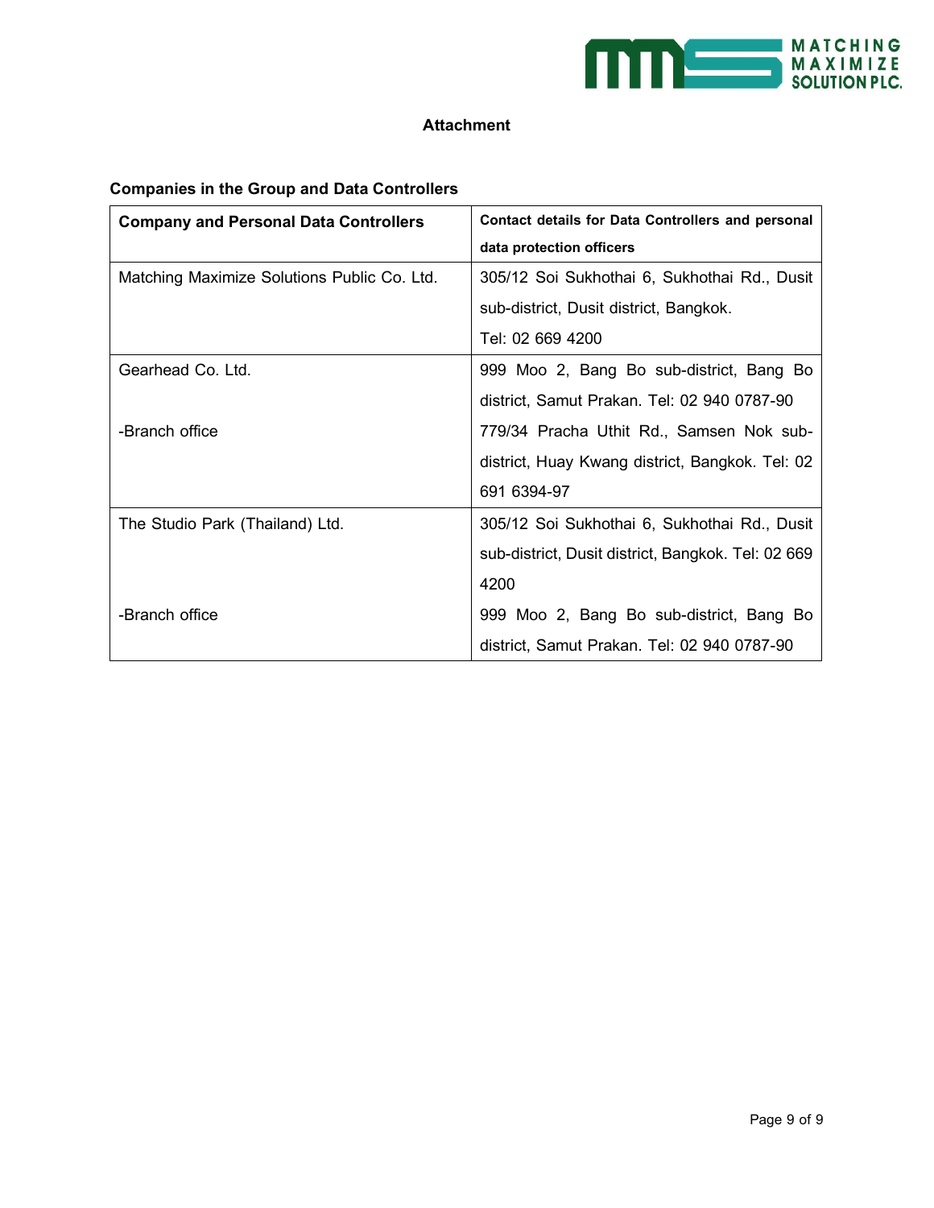# Attachment

## Companies in the Group and Data Controllers

| Company and Personal Data Controllers | Contact details for Data Controllers and personal data protection officers |
|---|---|
| Matching Maximize Solutions Public Co. Ltd. | 305/12 Soi Sukhothai 6, Sukhothai Rd., Dusit sub-district, Dusit district, Bangkok. Tel: 02 669 4200 |
| Gearhead Co. Ltd. | 999 Moo 2, Bang Bo sub-district, Bang Bo district, Samut Prakan. Tel: 02 940 0787-90 |
| -Branch office | 779/34 Pracha Uthit Rd., Samsen Nok sub-district, Huay Kwang district, Bangkok. Tel: 02 691 6394-97 |
| The Studio Park (Thailand) Ltd. | 305/12 Soi Sukhothai 6, Sukhothai Rd., Dusit sub-district, Dusit district, Bangkok. Tel: 02 669 4200 |
| -Branch office | 999 Moo 2, Bang Bo sub-district, Bang Bo district, Samut Prakan. Tel: 02 940 0787-90 |